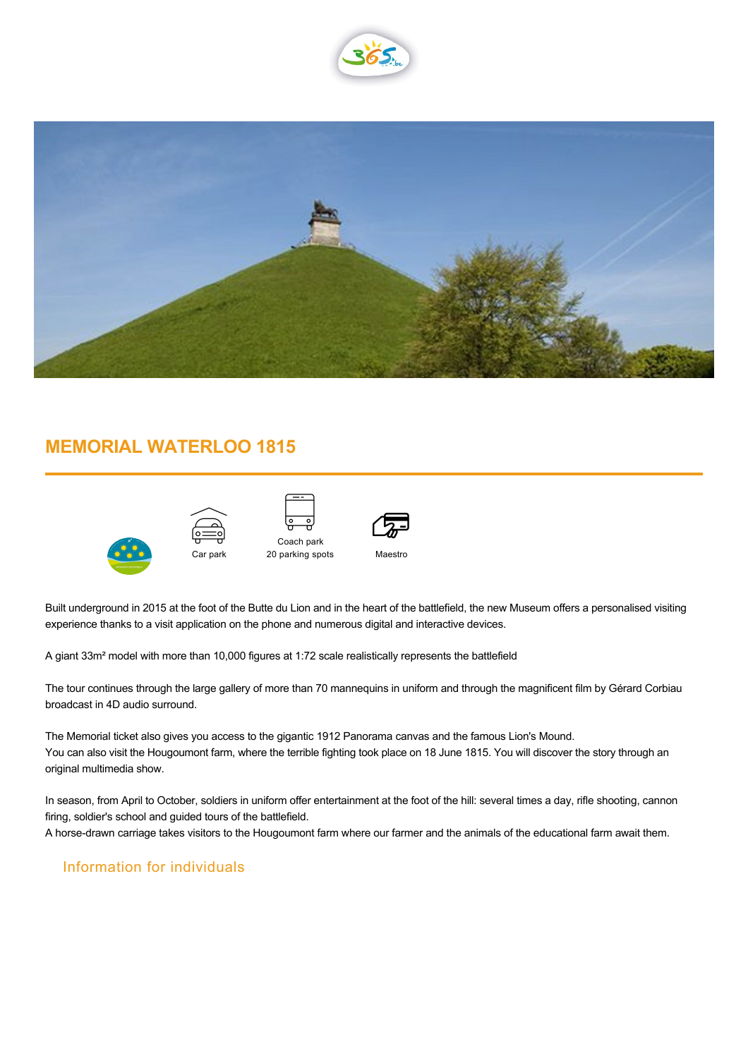# MEMORIAL WATERLOO 1815

Car park

Coach park
20 parking spots

Maestro

Built underground in 2015 at the foot of the Butte du Lion and in the heart of the battlefield, the new Museum offers a personalised visiting experience thanks to a visit application on the phone and numerous digital and interactive devices.

A giant 33m² model with more than 10,000 figures at 1:72 scale realistically represents the battlefield

The tour continues through the large gallery of more than 70 mannequins in uniform and through the magnificent film by Gérard Corbiau broadcast in 4D audio surround.

The Memorial ticket also gives you access to the gigantic 1912 Panorama canvas and the famous Lion's Mound.
You can also visit the Hougoumont farm, where the terrible fighting took place on 18 June 1815. You will discover the story through an original multimedia show.

In season, from April to October, soldiers in uniform offer entertainment at the foot of the hill: several times a day, rifle shooting, cannon firing, soldier's school and guided tours of the battlefield.
A horse-drawn carriage takes visitors to the Hougoumont farm where our farmer and the animals of the educational farm await them.

## Information for individuals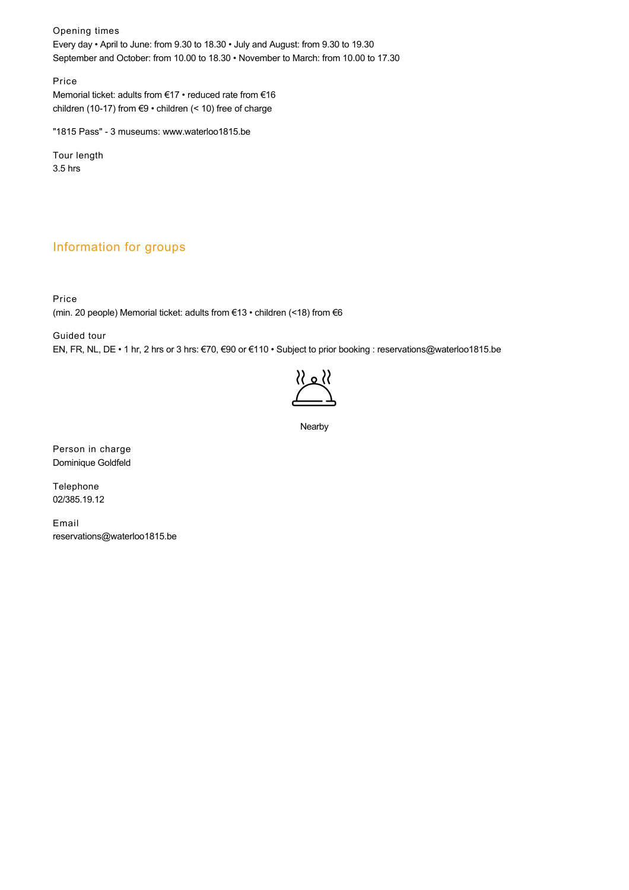Opening times

Every day • April to June: from 9.30 to 18.30 • July and August: from 9.30 to 19.30
September and October: from 10.00 to 18.30 • November to March: from 10.00 to 17.30

Price

Memorial ticket: adults from €17 • reduced rate from €16
children (10-17) from €9 • children (< 10) free of charge

"1815 Pass" - 3 museums: www.waterloo1815.be

Tour length

3.5 hrs

## Information for groups

Price

(min. 20 people) Memorial ticket: adults from €13 • children (<18) from €6

Guided tour

EN, FR, NL, DE • 1 hr, 2 hrs or 3 hrs: €70, €90 or €110 • Subject to prior booking : reservations@waterloo1815.be

Nearby

Person in charge

Dominique Goldfeld

Telephone

02/385.19.12

Email

reservations@waterloo1815.be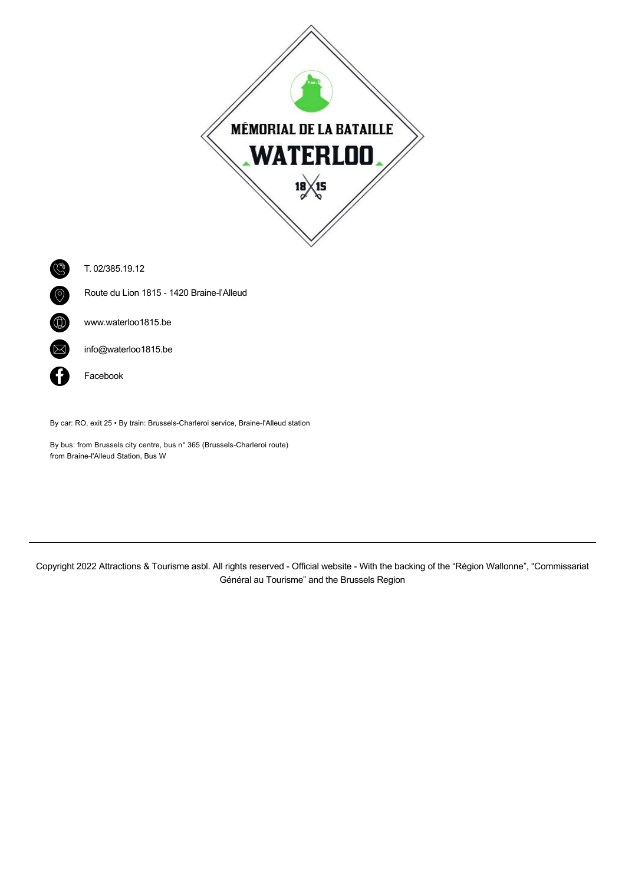MÉMORIAL DE LA BATAILLE

WATERLOO

1815

T. 02/385.19.12

Route du Lion 1815 - 1420 Braine-l'Alleud

www.waterloo1815.be

info@waterloo1815.be

Facebook

By car: RO, exit 25 • By train: Brussels-Charleroi service, Braine-l'Alleud station

By bus: from Brussels city centre, bus n° 365 (Brussels-Charleroi route)
from Braine-l'Alleud Station, Bus W

---

Copyright 2022 Attractions & Tourisme asbl. All rights reserved - Official website - With the backing of the "Région Wallonne", "Commissariat Général au Tourisme" and the Brussels Region